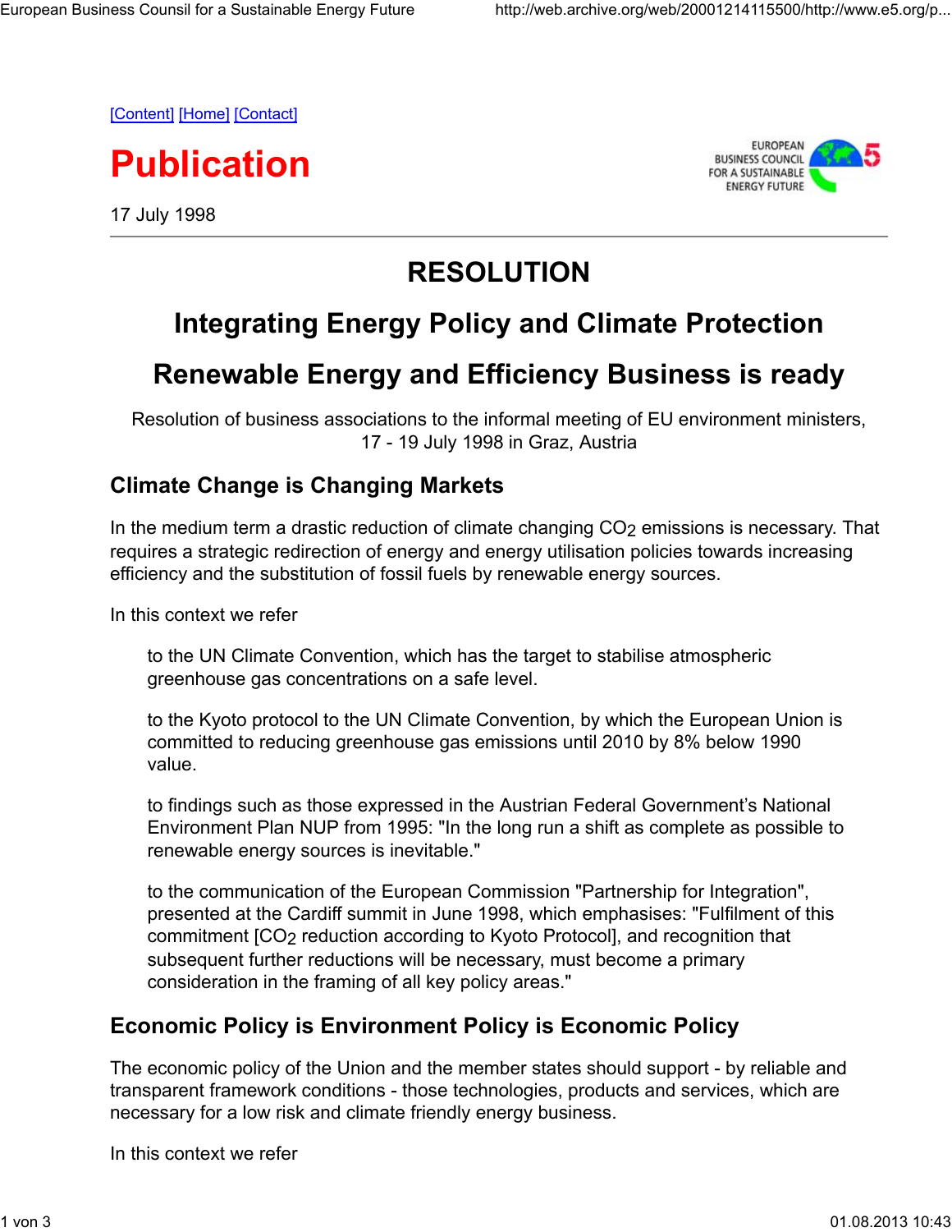[Content] [Home] [Contact]

# Publication

17 July 1998

---

## RESOLUTION

## Integrating Energy Policy and Climate Protection

## Renewable Energy and Efficiency Business is ready

Resolution of business associations to the informal meeting of EU environment ministers, 17 - 19 July 1998 in Graz, Austria

### Climate Change is Changing Markets

In the medium term a drastic reduction of climate changing $CO_2$ emissions is necessary. That requires a strategic redirection of energy and energy utilisation policies towards increasing efficiency and the substitution of fossil fuels by renewable energy sources.

In this context we refer

> to the UN Climate Convention, which has the target to stabilise atmospheric greenhouse gas concentrations on a safe level.
>
> to the Kyoto protocol to the UN Climate Convention, by which the European Union is committed to reducing greenhouse gas emissions until 2010 by 8% below 1990 value.
>
> to findings such as those expressed in the Austrian Federal Government's National Environment Plan NUP from 1995: "In the long run a shift as complete as possible to renewable energy sources is inevitable."
>
> to the communication of the European Commission "Partnership for Integration", presented at the Cardiff summit in June 1998, which emphasises: "Fulfilment of this commitment [$CO_2$ reduction according to Kyoto Protocol], and recognition that subsequent further reductions will be necessary, must become a primary consideration in the framing of all key policy areas."

### Economic Policy is Environment Policy is Economic Policy

The economic policy of the Union and the member states should support - by reliable and transparent framework conditions - those technologies, products and services, which are necessary for a low risk and climate friendly energy business.

In this context we refer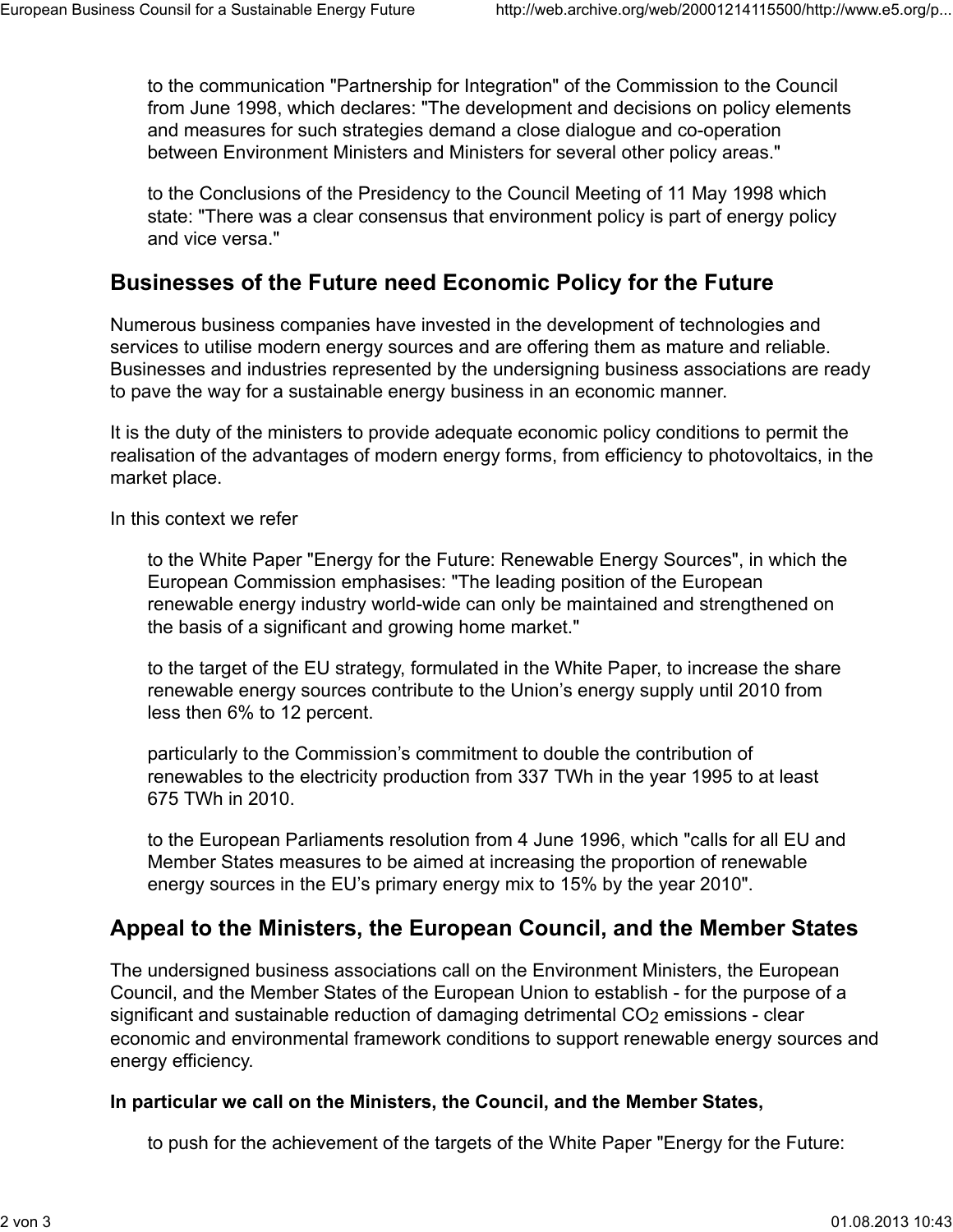to the communication "Partnership for Integration" of the Commission to the Council from June 1998, which declares: "The development and decisions on policy elements and measures for such strategies demand a close dialogue and co-operation between Environment Ministers and Ministers for several other policy areas."

to the Conclusions of the Presidency to the Council Meeting of 11 May 1998 which state: "There was a clear consensus that environment policy is part of energy policy and vice versa."

## Businesses of the Future need Economic Policy for the Future

Numerous business companies have invested in the development of technologies and services to utilise modern energy sources and are offering them as mature and reliable. Businesses and industries represented by the undersigning business associations are ready to pave the way for a sustainable energy business in an economic manner.

It is the duty of the ministers to provide adequate economic policy conditions to permit the realisation of the advantages of modern energy forms, from efficiency to photovoltaics, in the market place.

In this context we refer

to the White Paper "Energy for the Future: Renewable Energy Sources", in which the European Commission emphasises: "The leading position of the European renewable energy industry world-wide can only be maintained and strengthened on the basis of a significant and growing home market."

to the target of the EU strategy, formulated in the White Paper, to increase the share renewable energy sources contribute to the Union’s energy supply until 2010 from less then 6% to 12 percent.

particularly to the Commission’s commitment to double the contribution of renewables to the electricity production from 337 TWh in the year 1995 to at least 675 TWh in 2010.

to the European Parliaments resolution from 4 June 1996, which "calls for all EU and Member States measures to be aimed at increasing the proportion of renewable energy sources in the EU’s primary energy mix to 15% by the year 2010".

## Appeal to the Ministers, the European Council, and the Member States

The undersigned business associations call on the Environment Ministers, the European Council, and the Member States of the European Union to establish - for the purpose of a significant and sustainable reduction of damaging detrimental $CO_2$ emissions - clear economic and environmental framework conditions to support renewable energy sources and energy efficiency.

**In particular we call on the Ministers, the Council, and the Member States,**

to push for the achievement of the targets of the White Paper "Energy for the Future: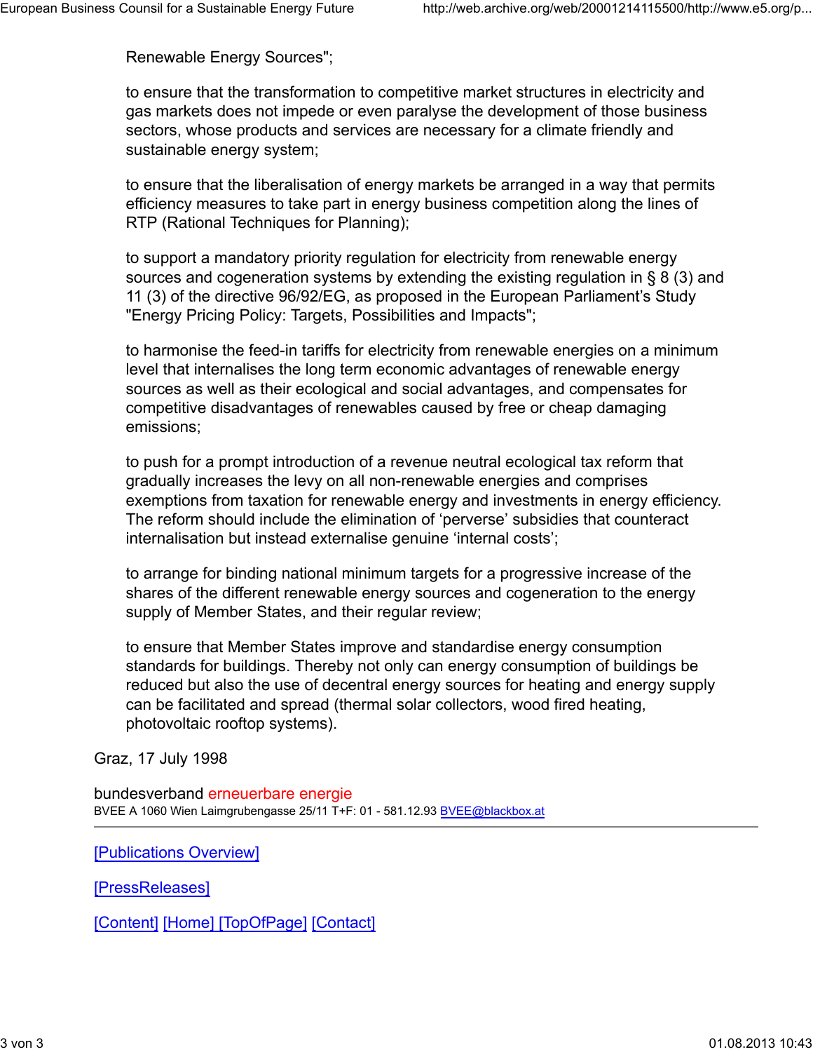Renewable Energy Sources";

to ensure that the transformation to competitive market structures in electricity and gas markets does not impede or even paralyse the development of those business sectors, whose products and services are necessary for a climate friendly and sustainable energy system;

to ensure that the liberalisation of energy markets be arranged in a way that permits efficiency measures to take part in energy business competition along the lines of RTP (Rational Techniques for Planning);

to support a mandatory priority regulation for electricity from renewable energy sources and cogeneration systems by extending the existing regulation in § 8 (3) and 11 (3) of the directive 96/92/EG, as proposed in the European Parliament's Study "Energy Pricing Policy: Targets, Possibilities and Impacts";

to harmonise the feed-in tariffs for electricity from renewable energies on a minimum level that internalises the long term economic advantages of renewable energy sources as well as their ecological and social advantages, and compensates for competitive disadvantages of renewables caused by free or cheap damaging emissions;

to push for a prompt introduction of a revenue neutral ecological tax reform that gradually increases the levy on all non-renewable energies and comprises exemptions from taxation for renewable energy and investments in energy efficiency. The reform should include the elimination of 'perverse' subsidies that counteract internalisation but instead externalise genuine 'internal costs';

to arrange for binding national minimum targets for a progressive increase of the shares of the different renewable energy sources and cogeneration to the energy supply of Member States, and their regular review;

to ensure that Member States improve and standardise energy consumption standards for buildings. Thereby not only can energy consumption of buildings be reduced but also the use of decentral energy sources for heating and energy supply can be facilitated and spread (thermal solar collectors, wood fired heating, photovoltaic rooftop systems).

Graz, 17 July 1998

bundesverband erneuerbare energie
BVEE A 1060 Wien Laimgrubengasse 25/11 T+F: 01 - 581.12.93 BVEE@blackbox.at

---

[Publications Overview]

[PressReleases]

[Content] [Home] [TopOfPage] [Contact]